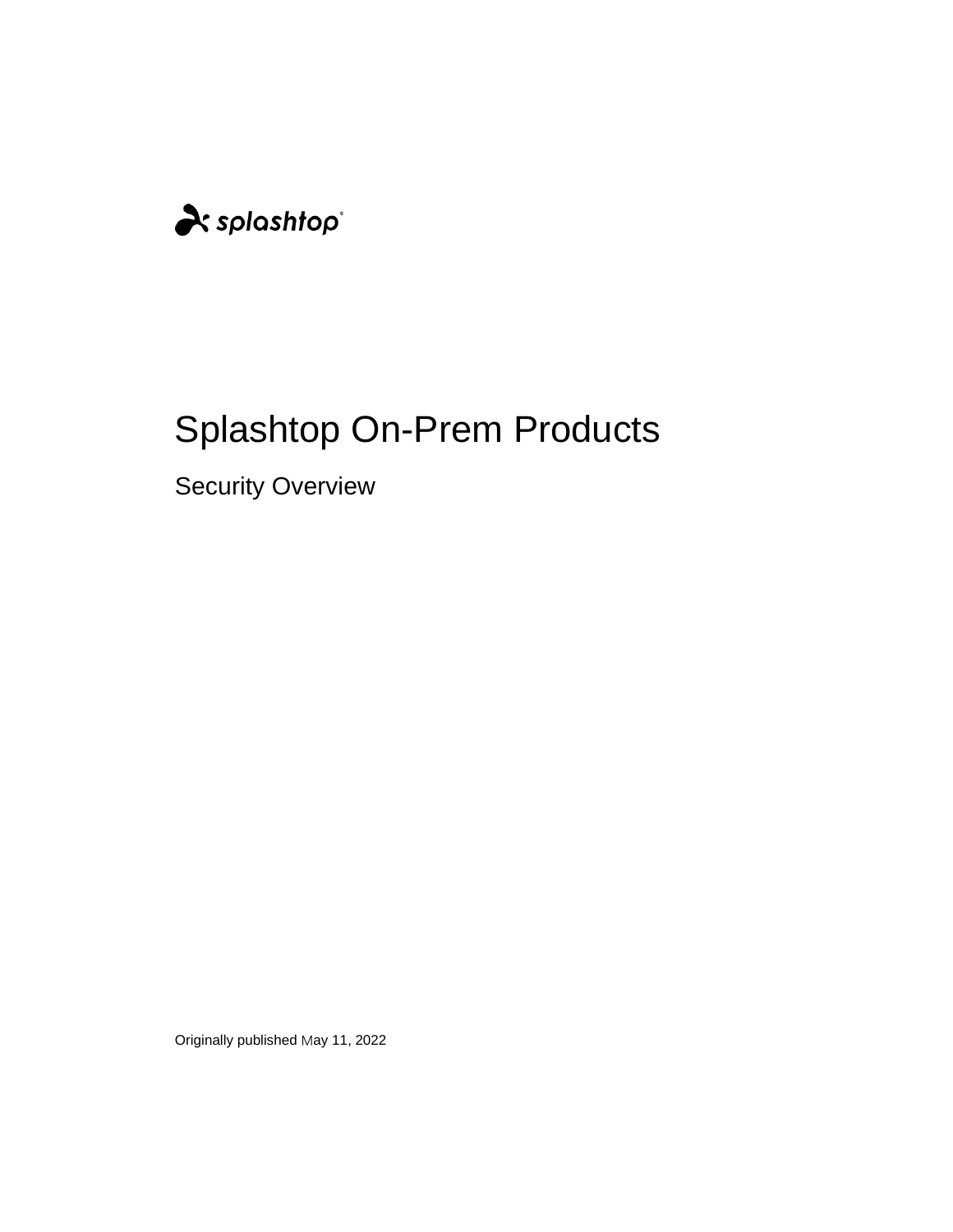splashtop

# Splashtop On-Prem Products

## Security Overview

Originally published May 11, 2022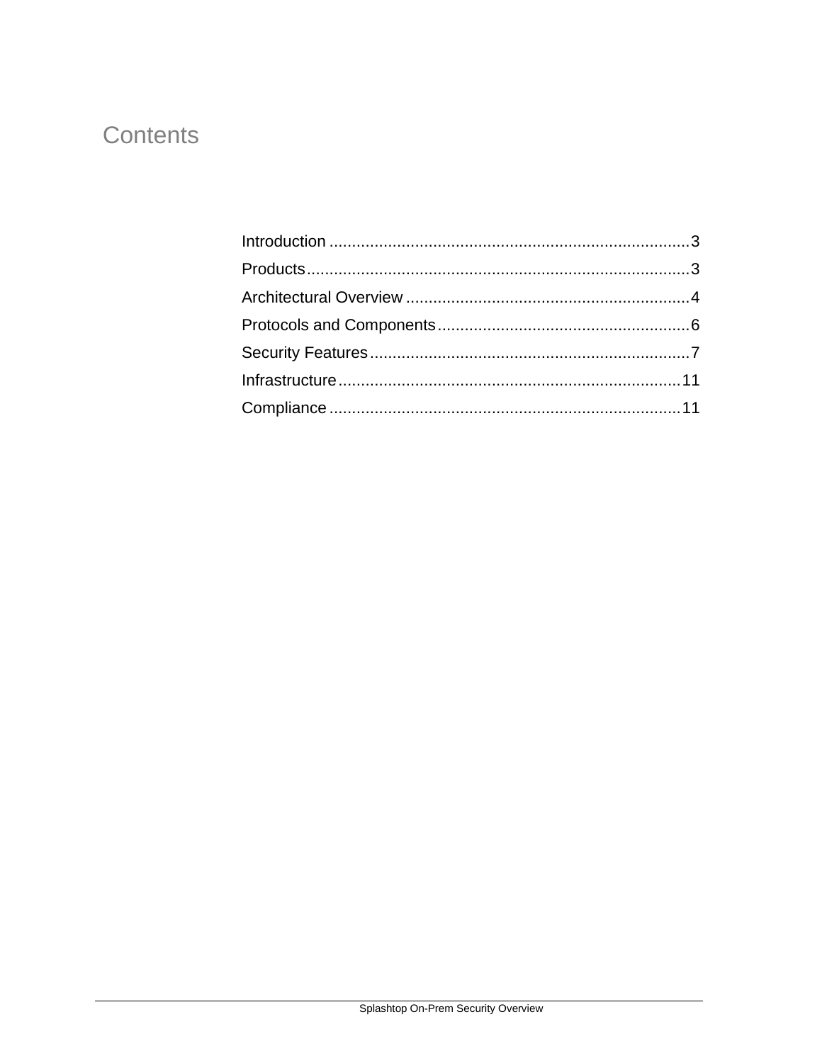# Contents

Introduction ................................................................................3

Products.....................................................................................3

Architectural Overview ...............................................................4

Protocols and Components........................................................6

Security Features.......................................................................7

Infrastructure............................................................................11

Compliance..............................................................................11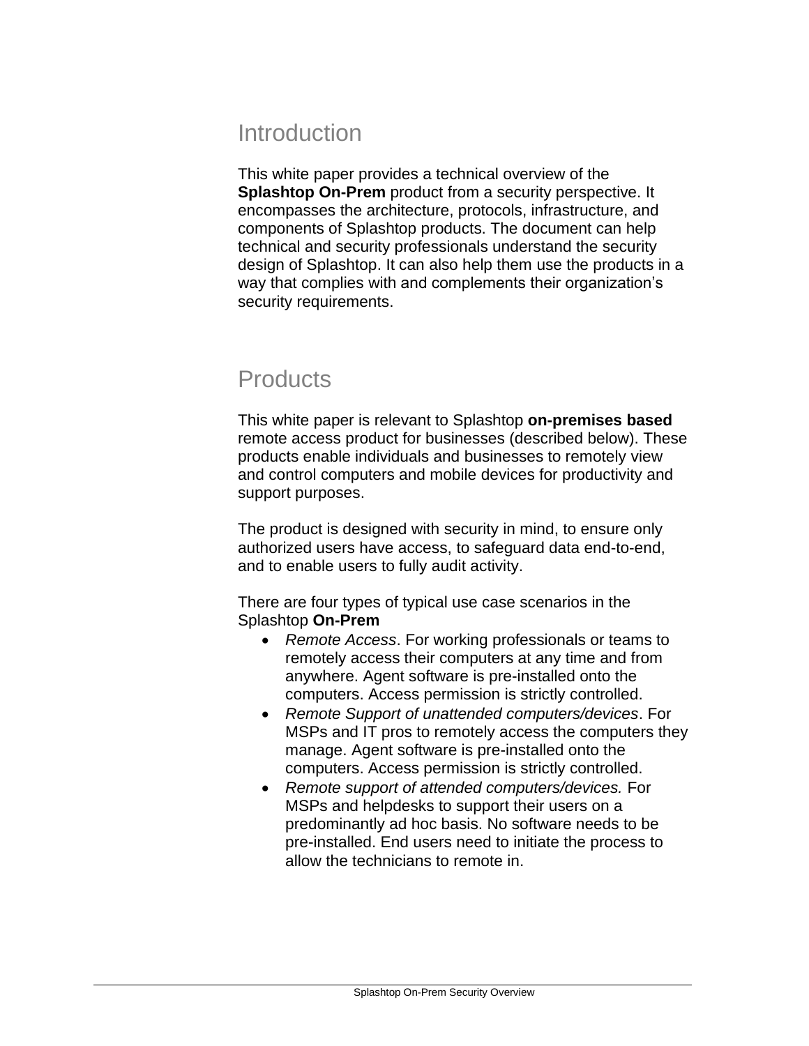## Introduction

This white paper provides a technical overview of the **Splashtop On-Prem** product from a security perspective. It encompasses the architecture, protocols, infrastructure, and components of Splashtop products. The document can help technical and security professionals understand the security design of Splashtop. It can also help them use the products in a way that complies with and complements their organization's security requirements.

## Products

This white paper is relevant to Splashtop **on-premises based** remote access product for businesses (described below). These products enable individuals and businesses to remotely view and control computers and mobile devices for productivity and support purposes.

The product is designed with security in mind, to ensure only authorized users have access, to safeguard data end-to-end, and to enable users to fully audit activity.

There are four types of typical use case scenarios in the Splashtop **On-Prem**

- *Remote Access*. For working professionals or teams to remotely access their computers at any time and from anywhere. Agent software is pre-installed onto the computers. Access permission is strictly controlled.
- *Remote Support of unattended computers/devices*. For MSPs and IT pros to remotely access the computers they manage. Agent software is pre-installed onto the computers. Access permission is strictly controlled.
- *Remote support of attended computers/devices.* For MSPs and helpdesks to support their users on a predominantly ad hoc basis. No software needs to be pre-installed. End users need to initiate the process to allow the technicians to remote in.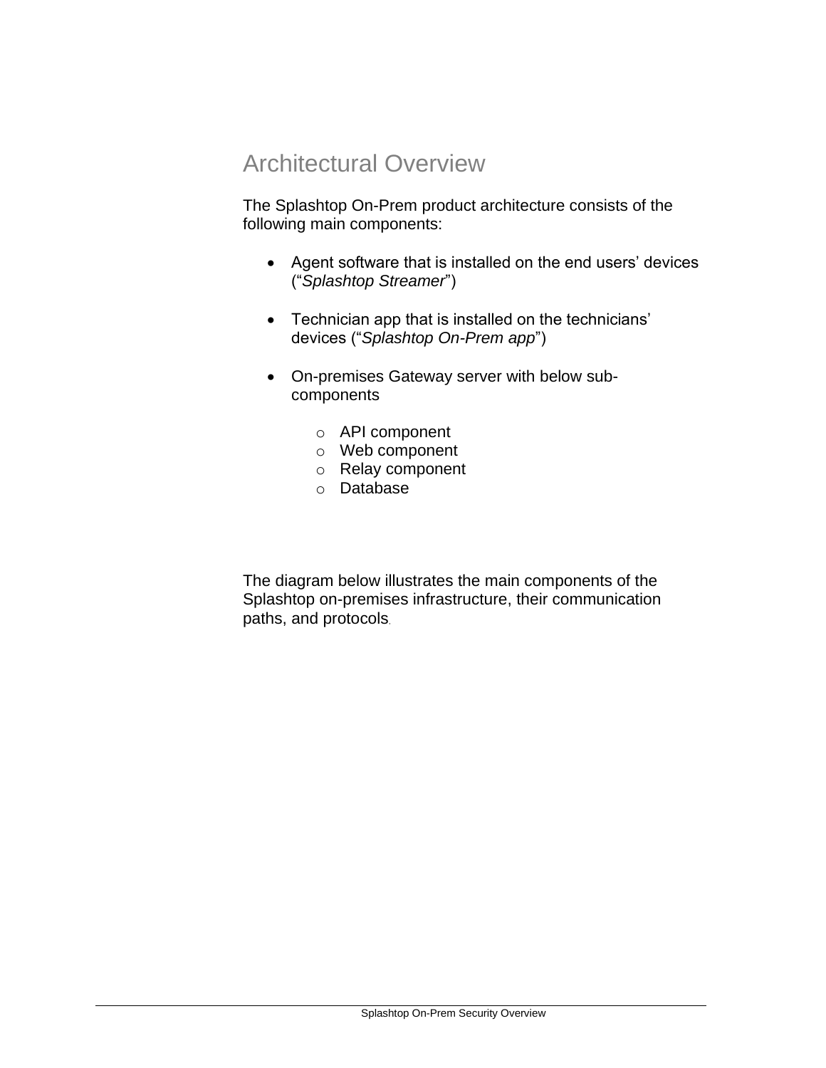# Architectural Overview

The Splashtop On-Prem product architecture consists of the following main components:

- Agent software that is installed on the end users' devices ("*Splashtop Streamer*")
- Technician app that is installed on the technicians' devices ("*Splashtop On-Prem app*")
- On-premises Gateway server with below sub-components
    - API component
    - Web component
    - Relay component
    - Database

The diagram below illustrates the main components of the Splashtop on-premises infrastructure, their communication paths, and protocols.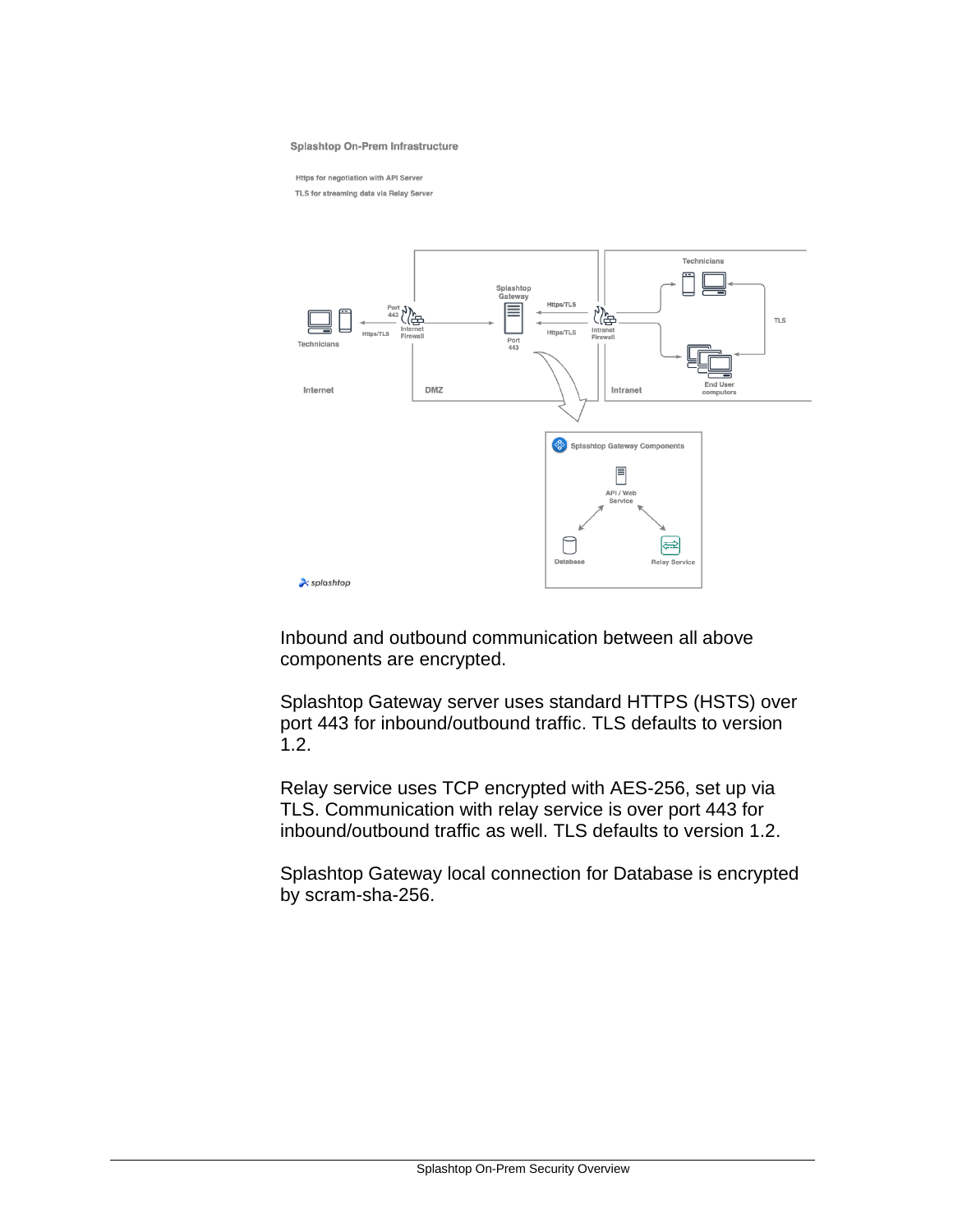Inbound and outbound communication between all above components are encrypted.

Splashtop Gateway server uses standard HTTPS (HSTS) over port 443 for inbound/outbound traffic. TLS defaults to version 1.2.

Relay service uses TCP encrypted with AES-256, set up via TLS. Communication with relay service is over port 443 for inbound/outbound traffic as well. TLS defaults to version 1.2.

Splashtop Gateway local connection for Database is encrypted by scram-sha-256.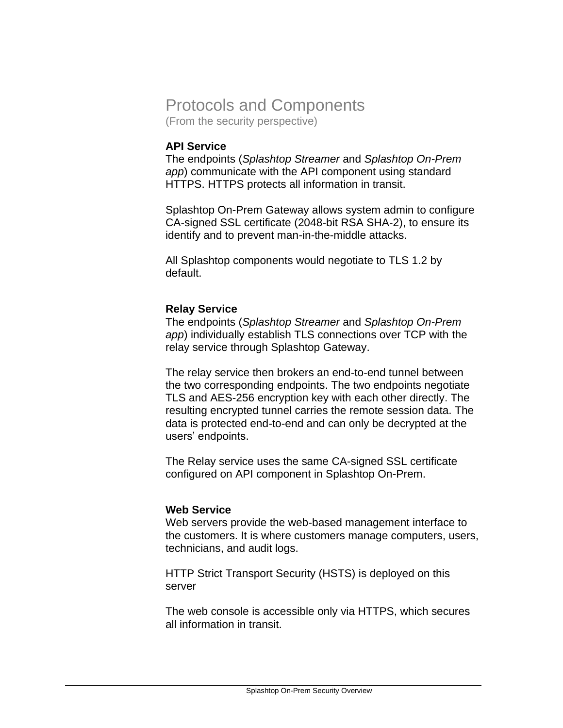# Protocols and Components

(From the security perspective)

**API Service**

The endpoints (*Splashtop Streamer* and *Splashtop On-Prem app*) communicate with the API component using standard HTTPS. HTTPS protects all information in transit.

Splashtop On-Prem Gateway allows system admin to configure CA-signed SSL certificate (2048-bit RSA SHA-2), to ensure its identify and to prevent man-in-the-middle attacks.

All Splashtop components would negotiate to TLS 1.2 by default.

**Relay Service**

The endpoints (*Splashtop Streamer* and *Splashtop On-Prem app*) individually establish TLS connections over TCP with the relay service through Splashtop Gateway.

The relay service then brokers an end-to-end tunnel between the two corresponding endpoints. The two endpoints negotiate TLS and AES-256 encryption key with each other directly. The resulting encrypted tunnel carries the remote session data. The data is protected end-to-end and can only be decrypted at the users' endpoints.

The Relay service uses the same CA-signed SSL certificate configured on API component in Splashtop On-Prem.

**Web Service**

Web servers provide the web-based management interface to the customers. It is where customers manage computers, users, technicians, and audit logs.

HTTP Strict Transport Security (HSTS) is deployed on this server

The web console is accessible only via HTTPS, which secures all information in transit.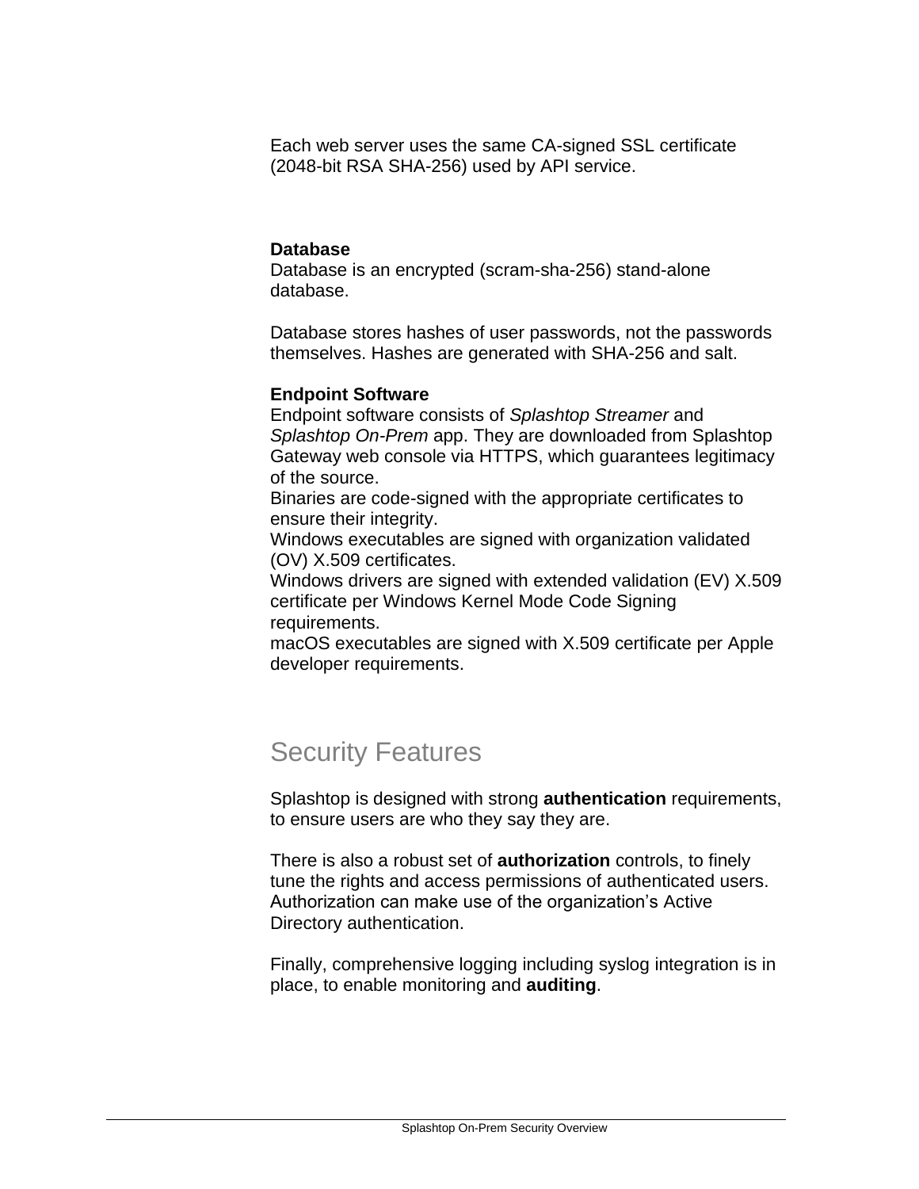Each web server uses the same CA-signed SSL certificate (2048-bit RSA SHA-256) used by API service.

**Database**
Database is an encrypted (scram-sha-256) stand-alone database.

Database stores hashes of user passwords, not the passwords themselves. Hashes are generated with SHA-256 and salt.

**Endpoint Software**
Endpoint software consists of *Splashtop Streamer* and *Splashtop On-Prem* app. They are downloaded from Splashtop Gateway web console via HTTPS, which guarantees legitimacy of the source.
Binaries are code-signed with the appropriate certificates to ensure their integrity.
Windows executables are signed with organization validated (OV) X.509 certificates.
Windows drivers are signed with extended validation (EV) X.509 certificate per Windows Kernel Mode Code Signing requirements.
macOS executables are signed with X.509 certificate per Apple developer requirements.

## Security Features

Splashtop is designed with strong **authentication** requirements, to ensure users are who they say they are.

There is also a robust set of **authorization** controls, to finely tune the rights and access permissions of authenticated users. Authorization can make use of the organization's Active Directory authentication.

Finally, comprehensive logging including syslog integration is in place, to enable monitoring and **auditing**.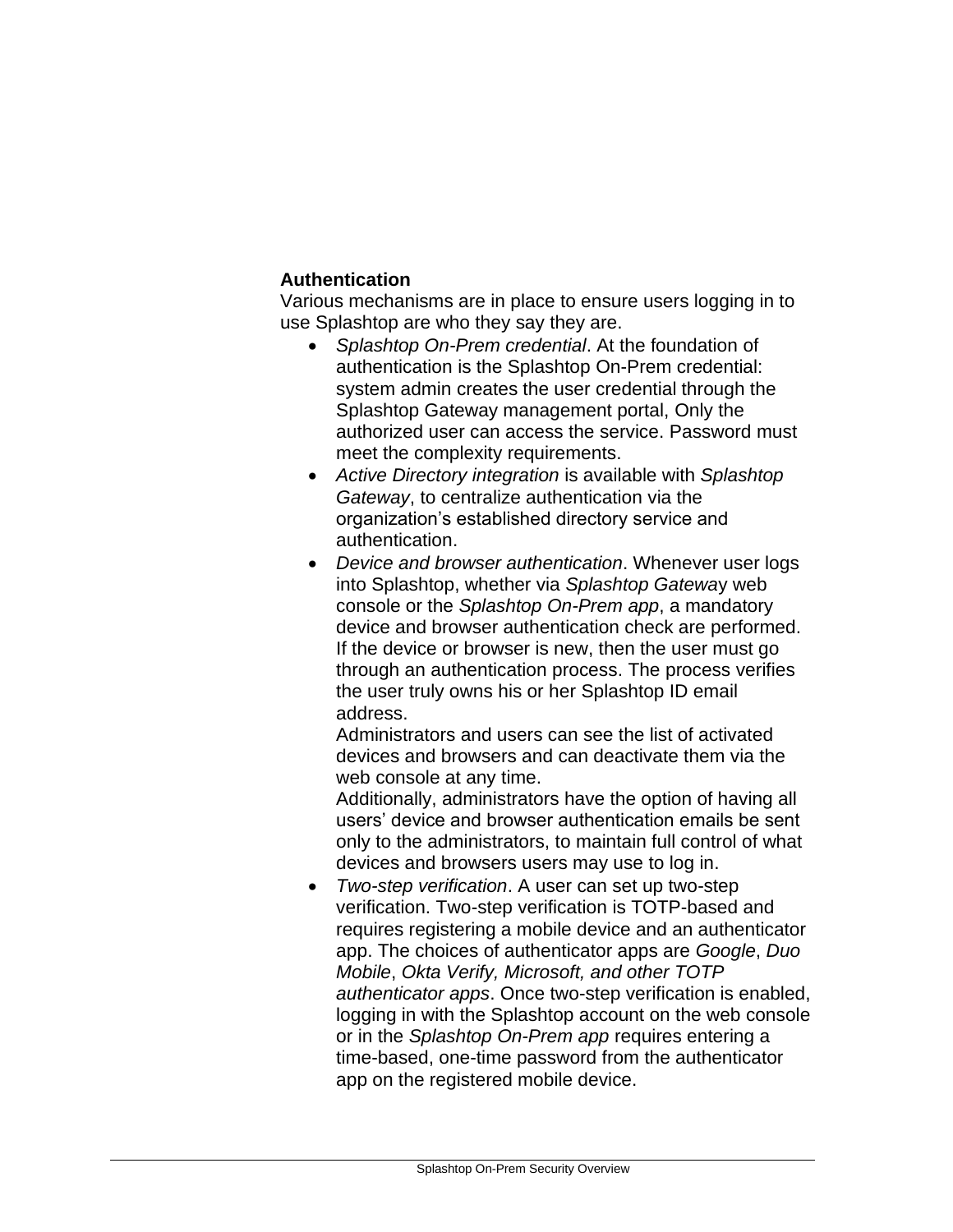**Authentication**

Various mechanisms are in place to ensure users logging in to use Splashtop are who they say they are.

- *Splashtop On-Prem credential*. At the foundation of authentication is the Splashtop On-Prem credential: system admin creates the user credential through the Splashtop Gateway management portal, Only the authorized user can access the service. Password must meet the complexity requirements.
- *Active Directory integration* is available with *Splashtop Gateway*, to centralize authentication via the organization's established directory service and authentication.
- *Device and browser authentication*. Whenever user logs into Splashtop, whether via *Splashtop Gatewa*y web console or the *Splashtop On-Prem app*, a mandatory device and browser authentication check are performed. If the device or browser is new, then the user must go through an authentication process. The process verifies the user truly owns his or her Splashtop ID email address.
  Administrators and users can see the list of activated devices and browsers and can deactivate them via the web console at any time.
  Additionally, administrators have the option of having all users' device and browser authentication emails be sent only to the administrators, to maintain full control of what devices and browsers users may use to log in.
- *Two-step verification*. A user can set up two-step verification. Two-step verification is TOTP-based and requires registering a mobile device and an authenticator app. The choices of authenticator apps are *Google*, *Duo Mobile*, *Okta Verify, Microsoft, and other TOTP authenticator apps*. Once two-step verification is enabled, logging in with the Splashtop account on the web console or in the *Splashtop On-Prem app* requires entering a time-based, one-time password from the authenticator app on the registered mobile device.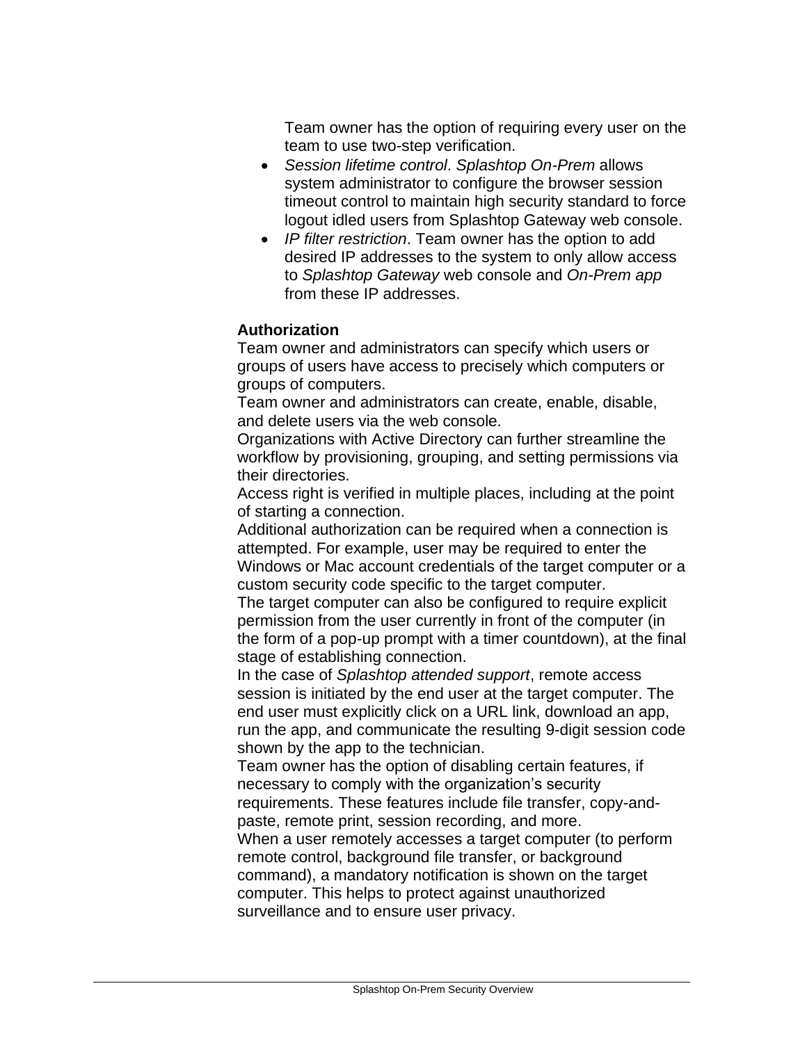Team owner has the option of requiring every user on the team to use two-step verification.

- *Session lifetime control*. *Splashtop On-Prem* allows system administrator to configure the browser session timeout control to maintain high security standard to force logout idled users from Splashtop Gateway web console.
- *IP filter restriction*. Team owner has the option to add desired IP addresses to the system to only allow access to *Splashtop Gateway* web console and *On-Prem app* from these IP addresses.

**Authorization**

Team owner and administrators can specify which users or groups of users have access to precisely which computers or groups of computers.

Team owner and administrators can create, enable, disable, and delete users via the web console.

Organizations with Active Directory can further streamline the workflow by provisioning, grouping, and setting permissions via their directories.

Access right is verified in multiple places, including at the point of starting a connection.

Additional authorization can be required when a connection is attempted. For example, user may be required to enter the Windows or Mac account credentials of the target computer or a custom security code specific to the target computer.

The target computer can also be configured to require explicit permission from the user currently in front of the computer (in the form of a pop-up prompt with a timer countdown), at the final stage of establishing connection.

In the case of *Splashtop attended support*, remote access session is initiated by the end user at the target computer. The end user must explicitly click on a URL link, download an app, run the app, and communicate the resulting 9-digit session code shown by the app to the technician.

Team owner has the option of disabling certain features, if necessary to comply with the organization's security requirements. These features include file transfer, copy-and-paste, remote print, session recording, and more.

When a user remotely accesses a target computer (to perform remote control, background file transfer, or background command), a mandatory notification is shown on the target computer. This helps to protect against unauthorized surveillance and to ensure user privacy.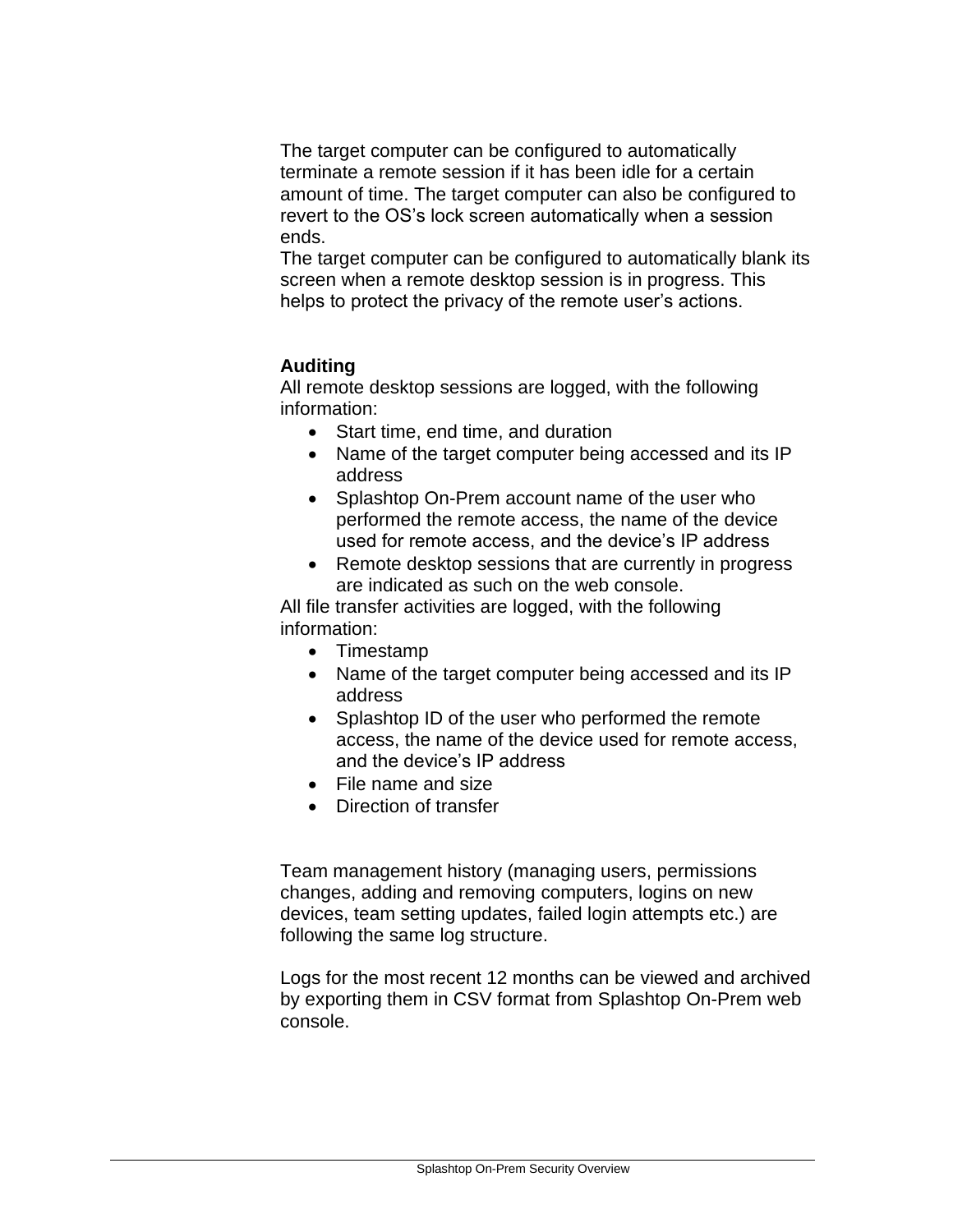The target computer can be configured to automatically terminate a remote session if it has been idle for a certain amount of time. The target computer can also be configured to revert to the OS's lock screen automatically when a session ends.
The target computer can be configured to automatically blank its screen when a remote desktop session is in progress. This helps to protect the privacy of the remote user's actions.

**Auditing**
All remote desktop sessions are logged, with the following information:

- Start time, end time, and duration
- Name of the target computer being accessed and its IP address
- Splashtop On-Prem account name of the user who performed the remote access, the name of the device used for remote access, and the device's IP address
- Remote desktop sessions that are currently in progress are indicated as such on the web console.

All file transfer activities are logged, with the following information:

- Timestamp
- Name of the target computer being accessed and its IP address
- Splashtop ID of the user who performed the remote access, the name of the device used for remote access, and the device's IP address
- File name and size
- Direction of transfer

Team management history (managing users, permissions changes, adding and removing computers, logins on new devices, team setting updates, failed login attempts etc.) are following the same log structure.

Logs for the most recent 12 months can be viewed and archived by exporting them in CSV format from Splashtop On-Prem web console.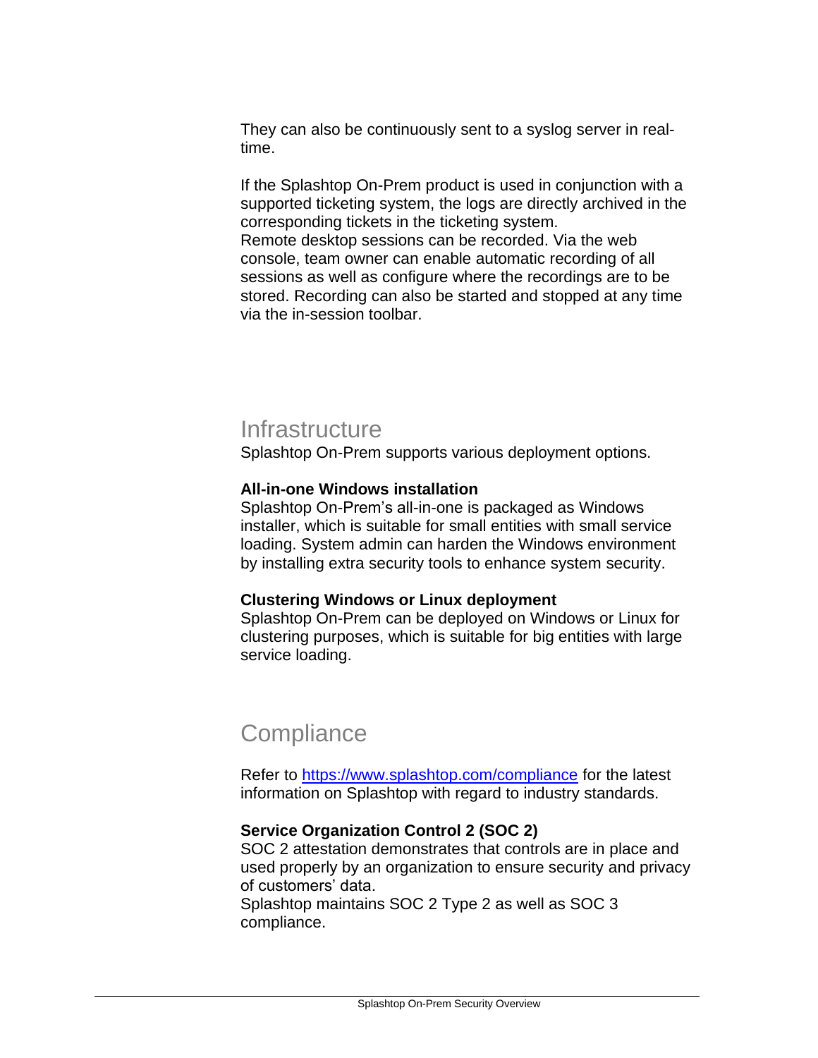They can also be continuously sent to a syslog server in real-time.

If the Splashtop On-Prem product is used in conjunction with a supported ticketing system, the logs are directly archived in the corresponding tickets in the ticketing system.
Remote desktop sessions can be recorded. Via the web console, team owner can enable automatic recording of all sessions as well as configure where the recordings are to be stored. Recording can also be started and stopped at any time via the in-session toolbar.

## Infrastructure

Splashtop On-Prem supports various deployment options.

**All-in-one Windows installation**
Splashtop On-Prem's all-in-one is packaged as Windows installer, which is suitable for small entities with small service loading. System admin can harden the Windows environment by installing extra security tools to enhance system security.

**Clustering Windows or Linux deployment**
Splashtop On-Prem can be deployed on Windows or Linux for clustering purposes, which is suitable for big entities with large service loading.

## Compliance

Refer to [https://www.splashtop.com/compliance](https://www.splashtop.com/compliance) for the latest information on Splashtop with regard to industry standards.

**Service Organization Control 2 (SOC 2)**
SOC 2 attestation demonstrates that controls are in place and used properly by an organization to ensure security and privacy of customers' data.
Splashtop maintains SOC 2 Type 2 as well as SOC 3 compliance.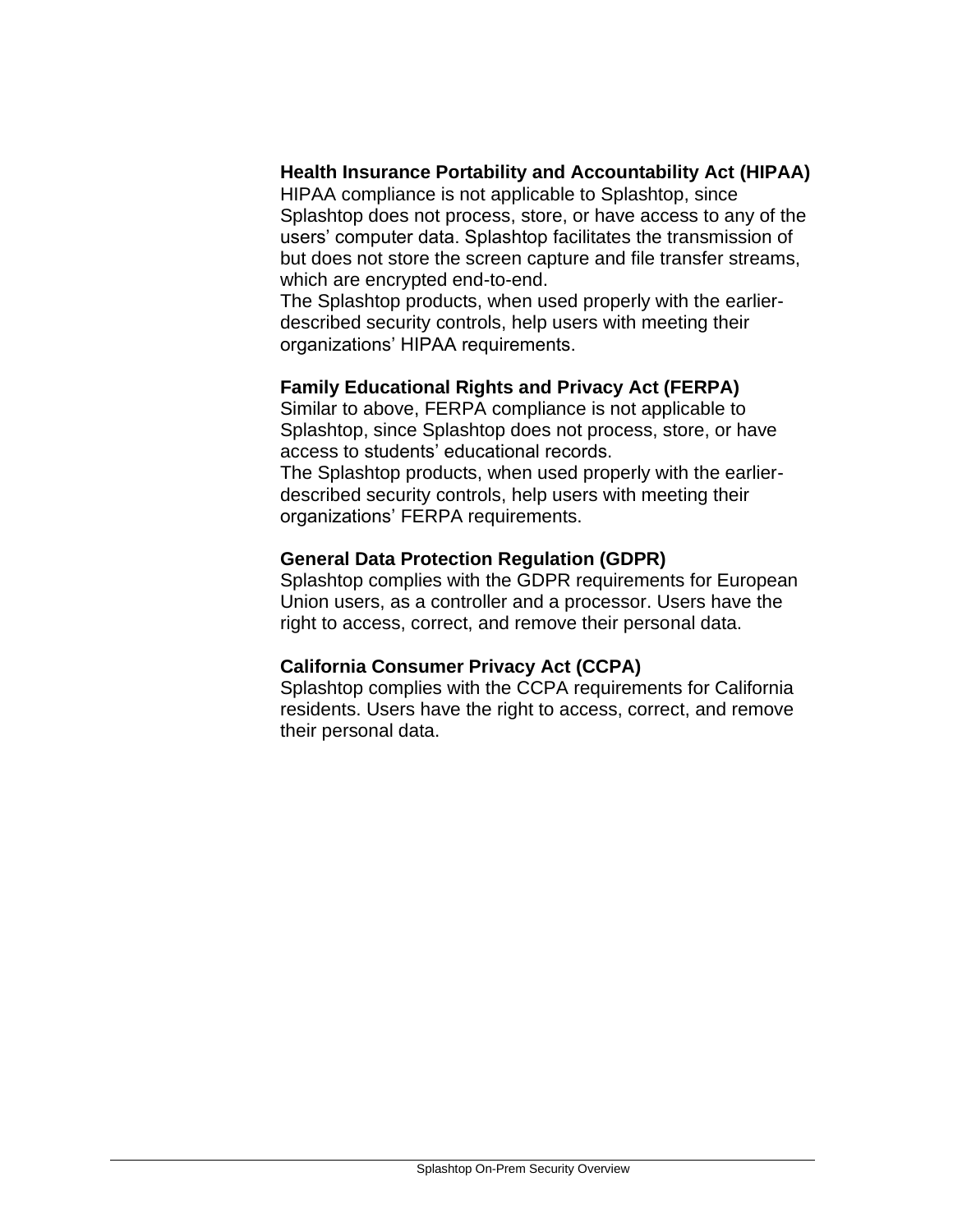**Health Insurance Portability and Accountability Act (HIPAA)**

HIPAA compliance is not applicable to Splashtop, since Splashtop does not process, store, or have access to any of the users' computer data. Splashtop facilitates the transmission of but does not store the screen capture and file transfer streams, which are encrypted end-to-end.

The Splashtop products, when used properly with the earlier-described security controls, help users with meeting their organizations' HIPAA requirements.

**Family Educational Rights and Privacy Act (FERPA)**

Similar to above, FERPA compliance is not applicable to Splashtop, since Splashtop does not process, store, or have access to students' educational records.

The Splashtop products, when used properly with the earlier-described security controls, help users with meeting their organizations' FERPA requirements.

**General Data Protection Regulation (GDPR)**

Splashtop complies with the GDPR requirements for European Union users, as a controller and a processor. Users have the right to access, correct, and remove their personal data.

**California Consumer Privacy Act (CCPA)**

Splashtop complies with the CCPA requirements for California residents. Users have the right to access, correct, and remove their personal data.